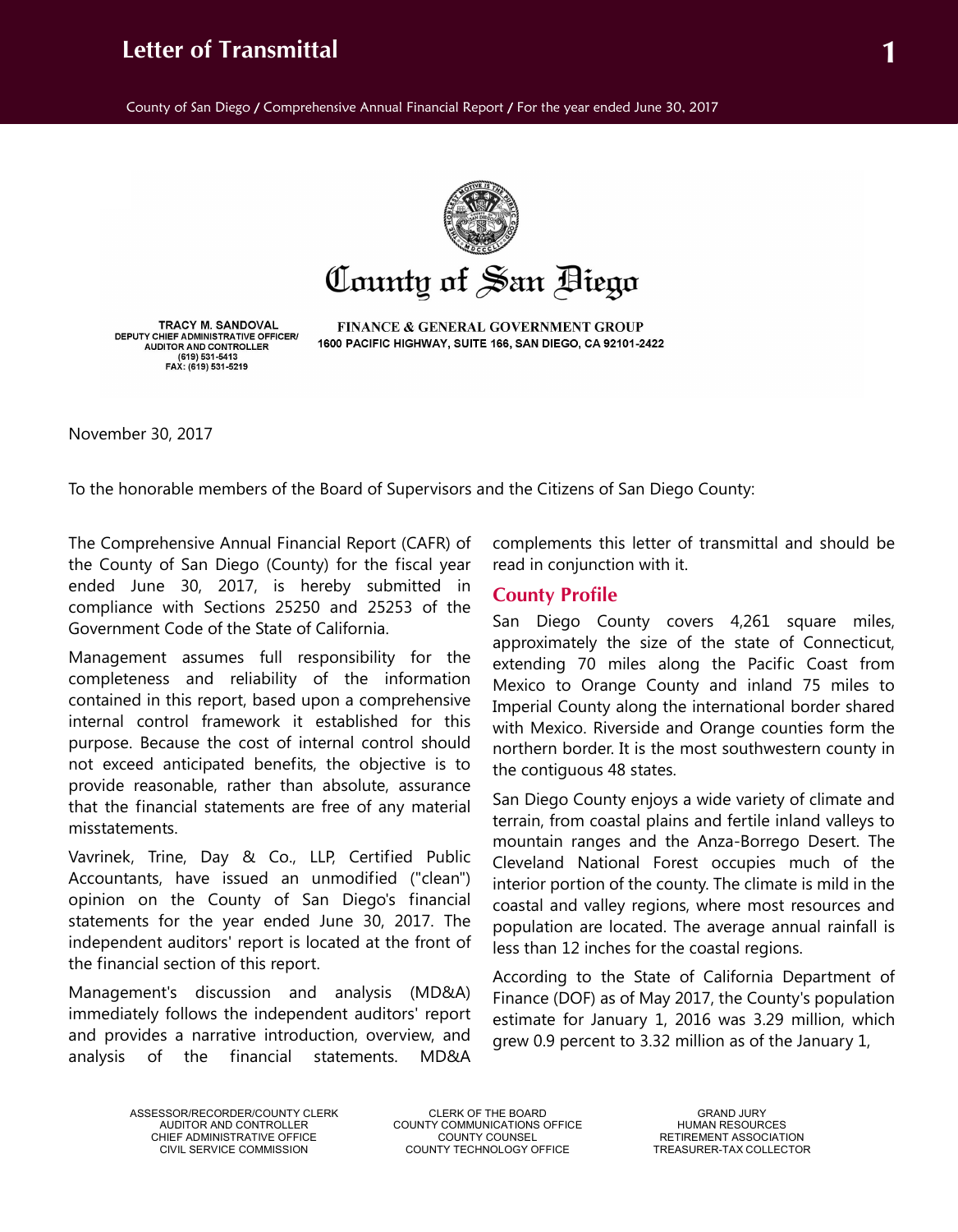# Letter of Transmittal

# County of San Diego

**TRACY M. SANDOVAL**
DEPUTY CHIEF ADMINISTRATIVE OFFICER/
AUDITOR AND CONTROLLER
(619) 531-5413
FAX: (619) 531-5219

**FINANCE & GENERAL GOVERNMENT GROUP**
1600 PACIFIC HIGHWAY, SUITE 166, SAN DIEGO, CA 92101-2422

November 30, 2017

To the honorable members of the Board of Supervisors and the Citizens of San Diego County:

The Comprehensive Annual Financial Report (CAFR) of the County of San Diego (County) for the fiscal year ended June 30, 2017, is hereby submitted in compliance with Sections 25250 and 25253 of the Government Code of the State of California.

Management assumes full responsibility for the completeness and reliability of the information contained in this report, based upon a comprehensive internal control framework it established for this purpose. Because the cost of internal control should not exceed anticipated benefits, the objective is to provide reasonable, rather than absolute, assurance that the financial statements are free of any material misstatements.

Vavrinek, Trine, Day & Co., LLP, Certified Public Accountants, have issued an unmodified ("clean") opinion on the County of San Diego's financial statements for the year ended June 30, 2017. The independent auditors' report is located at the front of the financial section of this report.

Management's discussion and analysis (MD&A) immediately follows the independent auditors' report and provides a narrative introduction, overview, and analysis of the financial statements. MD&A complements this letter of transmittal and should be read in conjunction with it.

## County Profile

San Diego County covers 4,261 square miles, approximately the size of the state of Connecticut, extending 70 miles along the Pacific Coast from Mexico to Orange County and inland 75 miles to Imperial County along the international border shared with Mexico. Riverside and Orange counties form the northern border. It is the most southwestern county in the contiguous 48 states.

San Diego County enjoys a wide variety of climate and terrain, from coastal plains and fertile inland valleys to mountain ranges and the Anza-Borrego Desert. The Cleveland National Forest occupies much of the interior portion of the county. The climate is mild in the coastal and valley regions, where most resources and population are located. The average annual rainfall is less than 12 inches for the coastal regions.

According to the State of California Department of Finance (DOF) as of May 2017, the County's population estimate for January 1, 2016 was 3.29 million, which grew 0.9 percent to 3.32 million as of the January 1,

ASSESSOR/RECORDER/COUNTY CLERK
AUDITOR AND CONTROLLER
CHIEF ADMINISTRATIVE OFFICE
CIVIL SERVICE COMMISSION

CLERK OF THE BOARD
COUNTY COMMUNICATIONS OFFICE
COUNTY COUNSEL
COUNTY TECHNOLOGY OFFICE

GRAND JURY
HUMAN RESOURCES
RETIREMENT ASSOCIATION
TREASURER-TAX COLLECTOR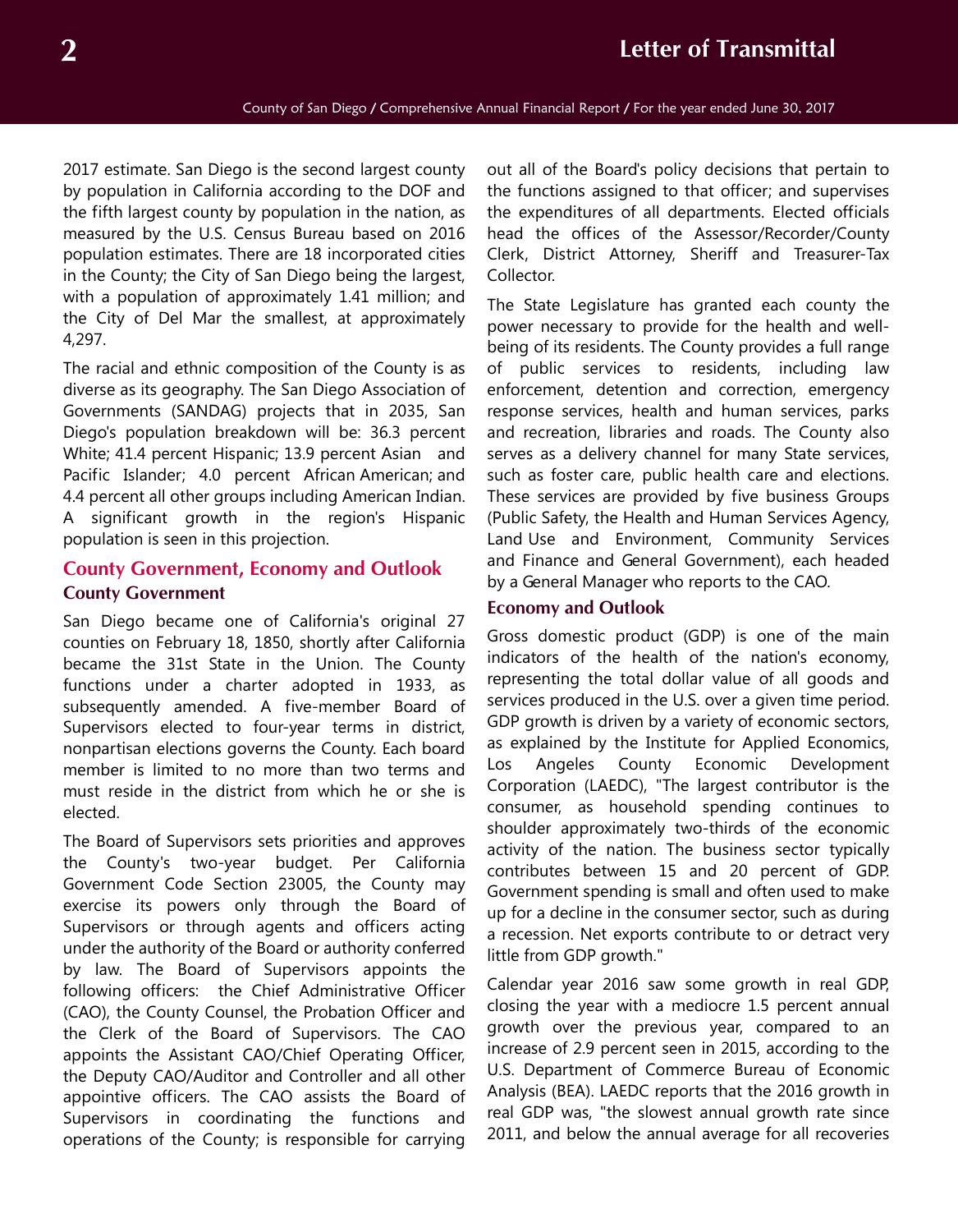2017 estimate. San Diego is the second largest county by population in California according to the DOF and the fifth largest county by population in the nation, as measured by the U.S. Census Bureau based on 2016 population estimates. There are 18 incorporated cities in the County; the City of San Diego being the largest, with a population of approximately 1.41 million; and the City of Del Mar the smallest, at approximately 4,297.

The racial and ethnic composition of the County is as diverse as its geography. The San Diego Association of Governments (SANDAG) projects that in 2035, San Diego's population breakdown will be: 36.3 percent White; 41.4 percent Hispanic; 13.9 percent Asian and Pacific Islander; 4.0 percent African American; and 4.4 percent all other groups including American Indian. A significant growth in the region's Hispanic population is seen in this projection.

## County Government, Economy and Outlook

### County Government

San Diego became one of California's original 27 counties on February 18, 1850, shortly after California became the 31st State in the Union. The County functions under a charter adopted in 1933, as subsequently amended. A five-member Board of Supervisors elected to four-year terms in district, nonpartisan elections governs the County. Each board member is limited to no more than two terms and must reside in the district from which he or she is elected.

The Board of Supervisors sets priorities and approves the County's two-year budget. Per California Government Code Section 23005, the County may exercise its powers only through the Board of Supervisors or through agents and officers acting under the authority of the Board or authority conferred by law. The Board of Supervisors appoints the following officers: the Chief Administrative Officer (CAO), the County Counsel, the Probation Officer and the Clerk of the Board of Supervisors. The CAO appoints the Assistant CAO/Chief Operating Officer, the Deputy CAO/Auditor and Controller and all other appointive officers. The CAO assists the Board of Supervisors in coordinating the functions and operations of the County; is responsible for carrying out all of the Board's policy decisions that pertain to the functions assigned to that officer; and supervises the expenditures of all departments. Elected officials head the offices of the Assessor/Recorder/County Clerk, District Attorney, Sheriff and Treasurer-Tax Collector.

The State Legislature has granted each county the power necessary to provide for the health and well-being of its residents. The County provides a full range of public services to residents, including law enforcement, detention and correction, emergency response services, health and human services, parks and recreation, libraries and roads. The County also serves as a delivery channel for many State services, such as foster care, public health care and elections. These services are provided by five business Groups (Public Safety, the Health and Human Services Agency, Land Use and Environment, Community Services and Finance and General Government), each headed by a General Manager who reports to the CAO.

### Economy and Outlook

Gross domestic product (GDP) is one of the main indicators of the health of the nation's economy, representing the total dollar value of all goods and services produced in the U.S. over a given time period. GDP growth is driven by a variety of economic sectors, as explained by the Institute for Applied Economics, Los Angeles County Economic Development Corporation (LAEDC), "The largest contributor is the consumer, as household spending continues to shoulder approximately two-thirds of the economic activity of the nation. The business sector typically contributes between 15 and 20 percent of GDP. Government spending is small and often used to make up for a decline in the consumer sector, such as during a recession. Net exports contribute to or detract very little from GDP growth."

Calendar year 2016 saw some growth in real GDP, closing the year with a mediocre 1.5 percent annual growth over the previous year, compared to an increase of 2.9 percent seen in 2015, according to the U.S. Department of Commerce Bureau of Economic Analysis (BEA). LAEDC reports that the 2016 growth in real GDP was, "the slowest annual growth rate since 2011, and below the annual average for all recoveries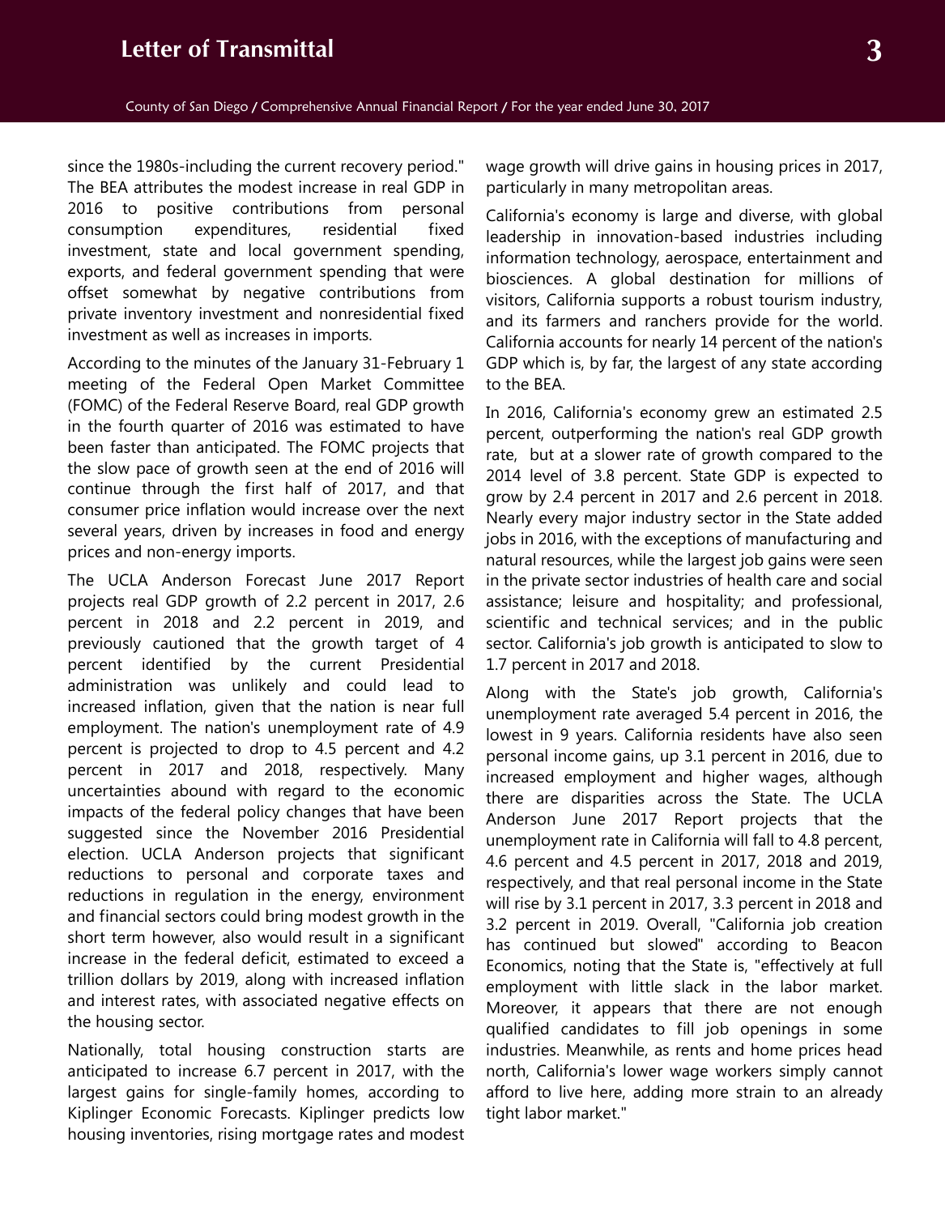since the 1980s-including the current recovery period." The BEA attributes the modest increase in real GDP in 2016 to positive contributions from personal consumption expenditures, residential fixed investment, state and local government spending, exports, and federal government spending that were offset somewhat by negative contributions from private inventory investment and nonresidential fixed investment as well as increases in imports.

According to the minutes of the January 31-February 1 meeting of the Federal Open Market Committee (FOMC) of the Federal Reserve Board, real GDP growth in the fourth quarter of 2016 was estimated to have been faster than anticipated. The FOMC projects that the slow pace of growth seen at the end of 2016 will continue through the first half of 2017, and that consumer price inflation would increase over the next several years, driven by increases in food and energy prices and non-energy imports.

The UCLA Anderson Forecast June 2017 Report projects real GDP growth of 2.2 percent in 2017, 2.6 percent in 2018 and 2.2 percent in 2019, and previously cautioned that the growth target of 4 percent identified by the current Presidential administration was unlikely and could lead to increased inflation, given that the nation is near full employment. The nation's unemployment rate of 4.9 percent is projected to drop to 4.5 percent and 4.2 percent in 2017 and 2018, respectively. Many uncertainties abound with regard to the economic impacts of the federal policy changes that have been suggested since the November 2016 Presidential election. UCLA Anderson projects that significant reductions to personal and corporate taxes and reductions in regulation in the energy, environment and financial sectors could bring modest growth in the short term however, also would result in a significant increase in the federal deficit, estimated to exceed a trillion dollars by 2019, along with increased inflation and interest rates, with associated negative effects on the housing sector.

Nationally, total housing construction starts are anticipated to increase 6.7 percent in 2017, with the largest gains for single-family homes, according to Kiplinger Economic Forecasts. Kiplinger predicts low housing inventories, rising mortgage rates and modest wage growth will drive gains in housing prices in 2017, particularly in many metropolitan areas.

California's economy is large and diverse, with global leadership in innovation-based industries including information technology, aerospace, entertainment and biosciences. A global destination for millions of visitors, California supports a robust tourism industry, and its farmers and ranchers provide for the world. California accounts for nearly 14 percent of the nation's GDP which is, by far, the largest of any state according to the BEA.

In 2016, California's economy grew an estimated 2.5 percent, outperforming the nation's real GDP growth rate, but at a slower rate of growth compared to the 2014 level of 3.8 percent. State GDP is expected to grow by 2.4 percent in 2017 and 2.6 percent in 2018. Nearly every major industry sector in the State added jobs in 2016, with the exceptions of manufacturing and natural resources, while the largest job gains were seen in the private sector industries of health care and social assistance; leisure and hospitality; and professional, scientific and technical services; and in the public sector. California's job growth is anticipated to slow to 1.7 percent in 2017 and 2018.

Along with the State's job growth, California's unemployment rate averaged 5.4 percent in 2016, the lowest in 9 years. California residents have also seen personal income gains, up 3.1 percent in 2016, due to increased employment and higher wages, although there are disparities across the State. The UCLA Anderson June 2017 Report projects that the unemployment rate in California will fall to 4.8 percent, 4.6 percent and 4.5 percent in 2017, 2018 and 2019, respectively, and that real personal income in the State will rise by 3.1 percent in 2017, 3.3 percent in 2018 and 3.2 percent in 2019. Overall, "California job creation has continued but slowed" according to Beacon Economics, noting that the State is, "effectively at full employment with little slack in the labor market. Moreover, it appears that there are not enough qualified candidates to fill job openings in some industries. Meanwhile, as rents and home prices head north, California's lower wage workers simply cannot afford to live here, adding more strain to an already tight labor market."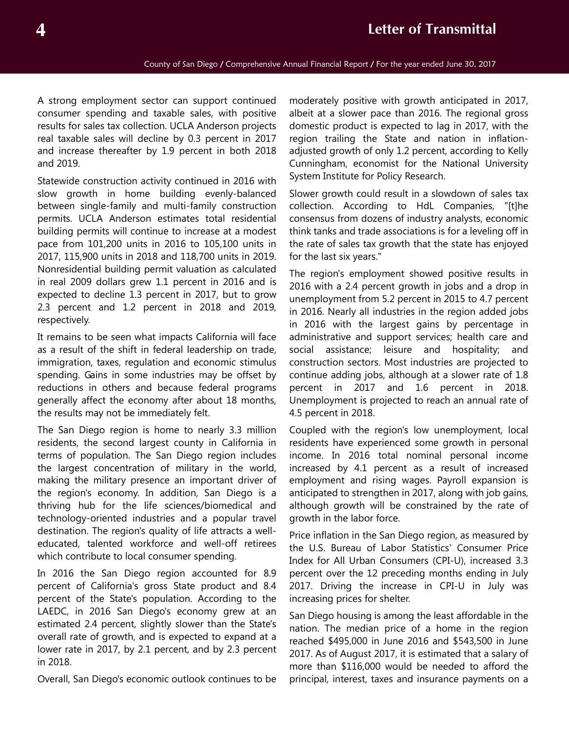A strong employment sector can support continued consumer spending and taxable sales, with positive results for sales tax collection. UCLA Anderson projects real taxable sales will decline by 0.3 percent in 2017 and increase thereafter by 1.9 percent in both 2018 and 2019.

Statewide construction activity continued in 2016 with slow growth in home building evenly-balanced between single-family and multi-family construction permits. UCLA Anderson estimates total residential building permits will continue to increase at a modest pace from 101,200 units in 2016 to 105,100 units in 2017, 115,900 units in 2018 and 118,700 units in 2019. Nonresidential building permit valuation as calculated in real 2009 dollars grew 1.1 percent in 2016 and is expected to decline 1.3 percent in 2017, but to grow 2.3 percent and 1.2 percent in 2018 and 2019, respectively.

It remains to be seen what impacts California will face as a result of the shift in federal leadership on trade, immigration, taxes, regulation and economic stimulus spending. Gains in some industries may be offset by reductions in others and because federal programs generally affect the economy after about 18 months, the results may not be immediately felt.

The San Diego region is home to nearly 3.3 million residents, the second largest county in California in terms of population. The San Diego region includes the largest concentration of military in the world, making the military presence an important driver of the region's economy. In addition, San Diego is a thriving hub for the life sciences/biomedical and technology-oriented industries and a popular travel destination. The region's quality of life attracts a well-educated, talented workforce and well-off retirees which contribute to local consumer spending.

In 2016 the San Diego region accounted for 8.9 percent of California's gross State product and 8.4 percent of the State's population. According to the LAEDC, in 2016 San Diego's economy grew at an estimated 2.4 percent, slightly slower than the State's overall rate of growth, and is expected to expand at a lower rate in 2017, by 2.1 percent, and by 2.3 percent in 2018.

Overall, San Diego's economic outlook continues to be moderately positive with growth anticipated in 2017, albeit at a slower pace than 2016. The regional gross domestic product is expected to lag in 2017, with the region trailing the State and nation in inflation-adjusted growth of only 1.2 percent, according to Kelly Cunningham, economist for the National University System Institute for Policy Research.

Slower growth could result in a slowdown of sales tax collection. According to HdL Companies, "[t]he consensus from dozens of industry analysts, economic think tanks and trade associations is for a leveling off in the rate of sales tax growth that the state has enjoyed for the last six years."

The region's employment showed positive results in 2016 with a 2.4 percent growth in jobs and a drop in unemployment from 5.2 percent in 2015 to 4.7 percent in 2016. Nearly all industries in the region added jobs in 2016 with the largest gains by percentage in administrative and support services; health care and social assistance; leisure and hospitality; and construction sectors. Most industries are projected to continue adding jobs, although at a slower rate of 1.8 percent in 2017 and 1.6 percent in 2018. Unemployment is projected to reach an annual rate of 4.5 percent in 2018.

Coupled with the region's low unemployment, local residents have experienced some growth in personal income. In 2016 total nominal personal income increased by 4.1 percent as a result of increased employment and rising wages. Payroll expansion is anticipated to strengthen in 2017, along with job gains, although growth will be constrained by the rate of growth in the labor force.

Price inflation in the San Diego region, as measured by the U.S. Bureau of Labor Statistics' Consumer Price Index for All Urban Consumers (CPI-U), increased 3.3 percent over the 12 preceding months ending in July 2017. Driving the increase in CPI-U in July was increasing prices for shelter.

San Diego housing is among the least affordable in the nation. The median price of a home in the region reached $495,000 in June 2016 and $543,500 in June 2017. As of August 2017, it is estimated that a salary of more than $116,000 would be needed to afford the principal, interest, taxes and insurance payments on a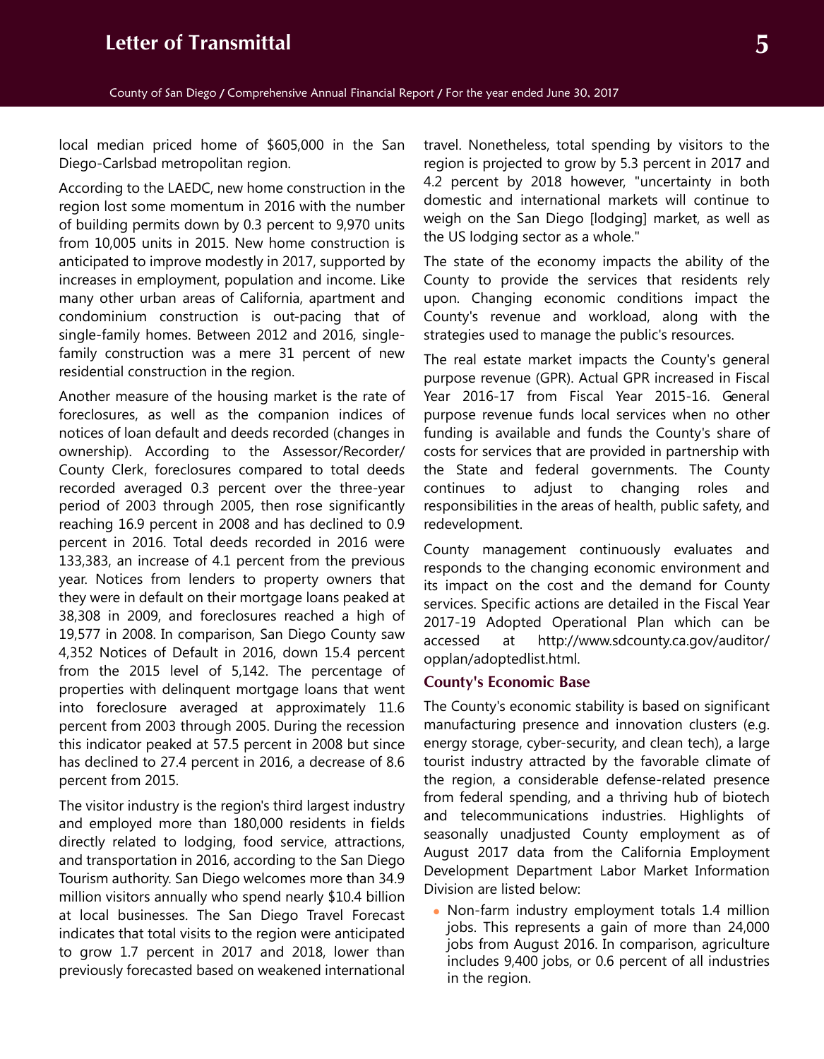local median priced home of $605,000 in the San Diego-Carlsbad metropolitan region.

According to the LAEDC, new home construction in the region lost some momentum in 2016 with the number of building permits down by 0.3 percent to 9,970 units from 10,005 units in 2015. New home construction is anticipated to improve modestly in 2017, supported by increases in employment, population and income. Like many other urban areas of California, apartment and condominium construction is out-pacing that of single-family homes. Between 2012 and 2016, single-family construction was a mere 31 percent of new residential construction in the region.

Another measure of the housing market is the rate of foreclosures, as well as the companion indices of notices of loan default and deeds recorded (changes in ownership). According to the Assessor/Recorder/ County Clerk, foreclosures compared to total deeds recorded averaged 0.3 percent over the three-year period of 2003 through 2005, then rose significantly reaching 16.9 percent in 2008 and has declined to 0.9 percent in 2016. Total deeds recorded in 2016 were 133,383, an increase of 4.1 percent from the previous year. Notices from lenders to property owners that they were in default on their mortgage loans peaked at 38,308 in 2009, and foreclosures reached a high of 19,577 in 2008. In comparison, San Diego County saw 4,352 Notices of Default in 2016, down 15.4 percent from the 2015 level of 5,142. The percentage of properties with delinquent mortgage loans that went into foreclosure averaged at approximately 11.6 percent from 2003 through 2005. During the recession this indicator peaked at 57.5 percent in 2008 but since has declined to 27.4 percent in 2016, a decrease of 8.6 percent from 2015.

The visitor industry is the region's third largest industry and employed more than 180,000 residents in fields directly related to lodging, food service, attractions, and transportation in 2016, according to the San Diego Tourism authority. San Diego welcomes more than 34.9 million visitors annually who spend nearly $10.4 billion at local businesses. The San Diego Travel Forecast indicates that total visits to the region were anticipated to grow 1.7 percent in 2017 and 2018, lower than previously forecasted based on weakened international travel. Nonetheless, total spending by visitors to the region is projected to grow by 5.3 percent in 2017 and 4.2 percent by 2018 however, "uncertainty in both domestic and international markets will continue to weigh on the San Diego [lodging] market, as well as the US lodging sector as a whole."

The state of the economy impacts the ability of the County to provide the services that residents rely upon. Changing economic conditions impact the County's revenue and workload, along with the strategies used to manage the public's resources.

The real estate market impacts the County's general purpose revenue (GPR). Actual GPR increased in Fiscal Year 2016-17 from Fiscal Year 2015-16. General purpose revenue funds local services when no other funding is available and funds the County's share of costs for services that are provided in partnership with the State and federal governments. The County continues to adjust to changing roles and responsibilities in the areas of health, public safety, and redevelopment.

County management continuously evaluates and responds to the changing economic environment and its impact on the cost and the demand for County services. Specific actions are detailed in the Fiscal Year 2017-19 Adopted Operational Plan which can be accessed at http://www.sdcounty.ca.gov/auditor/opplan/adoptedlist.html.

### County's Economic Base

The County's economic stability is based on significant manufacturing presence and innovation clusters (e.g. energy storage, cyber-security, and clean tech), a large tourist industry attracted by the favorable climate of the region, a considerable defense-related presence from federal spending, and a thriving hub of biotech and telecommunications industries. Highlights of seasonally unadjusted County employment as of August 2017 data from the California Employment Development Department Labor Market Information Division are listed below:

- Non-farm industry employment totals 1.4 million jobs. This represents a gain of more than 24,000 jobs from August 2016. In comparison, agriculture includes 9,400 jobs, or 0.6 percent of all industries in the region.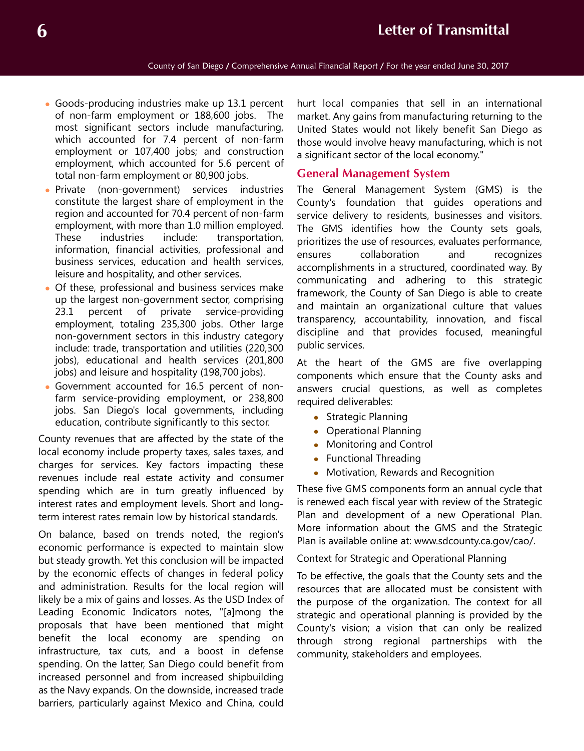- Goods-producing industries make up 13.1 percent of non-farm employment or 188,600 jobs. The most significant sectors include manufacturing, which accounted for 7.4 percent of non-farm employment or 107,400 jobs; and construction employment, which accounted for 5.6 percent of total non-farm employment or 80,900 jobs.
- Private (non-government) services industries constitute the largest share of employment in the region and accounted for 70.4 percent of non-farm employment, with more than 1.0 million employed. These industries include: transportation, information, financial activities, professional and business services, education and health services, leisure and hospitality, and other services.
- Of these, professional and business services make up the largest non-government sector, comprising 23.1 percent of private service-providing employment, totaling 235,300 jobs. Other large non-government sectors in this industry category include: trade, transportation and utilities (220,300 jobs), educational and health services (201,800 jobs) and leisure and hospitality (198,700 jobs).
- Government accounted for 16.5 percent of non-farm service-providing employment, or 238,800 jobs. San Diego's local governments, including education, contribute significantly to this sector.

County revenues that are affected by the state of the local economy include property taxes, sales taxes, and charges for services. Key factors impacting these revenues include real estate activity and consumer spending which are in turn greatly influenced by interest rates and employment levels. Short and long-term interest rates remain low by historical standards.

On balance, based on trends noted, the region's economic performance is expected to maintain slow but steady growth. Yet this conclusion will be impacted by the economic effects of changes in federal policy and administration. Results for the local region will likely be a mix of gains and losses. As the USD Index of Leading Economic Indicators notes, "[a]mong the proposals that have been mentioned that might benefit the local economy are spending on infrastructure, tax cuts, and a boost in defense spending. On the latter, San Diego could benefit from increased personnel and from increased shipbuilding as the Navy expands. On the downside, increased trade barriers, particularly against Mexico and China, could hurt local companies that sell in an international market. Any gains from manufacturing returning to the United States would not likely benefit San Diego as those would involve heavy manufacturing, which is not a significant sector of the local economy."

## General Management System

The General Management System (GMS) is the County's foundation that guides operations and service delivery to residents, businesses and visitors. The GMS identifies how the County sets goals, prioritizes the use of resources, evaluates performance, ensures collaboration and recognizes accomplishments in a structured, coordinated way. By communicating and adhering to this strategic framework, the County of San Diego is able to create and maintain an organizational culture that values transparency, accountability, innovation, and fiscal discipline and that provides focused, meaningful public services.

At the heart of the GMS are five overlapping components which ensure that the County asks and answers crucial questions, as well as completes required deliverables:

- Strategic Planning
- Operational Planning
- Monitoring and Control
- Functional Threading
- Motivation, Rewards and Recognition

These five GMS components form an annual cycle that is renewed each fiscal year with review of the Strategic Plan and development of a new Operational Plan. More information about the GMS and the Strategic Plan is available online at: www.sdcounty.ca.gov/cao/.

Context for Strategic and Operational Planning

To be effective, the goals that the County sets and the resources that are allocated must be consistent with the purpose of the organization. The context for all strategic and operational planning is provided by the County's vision; a vision that can only be realized through strong regional partnerships with the community, stakeholders and employees.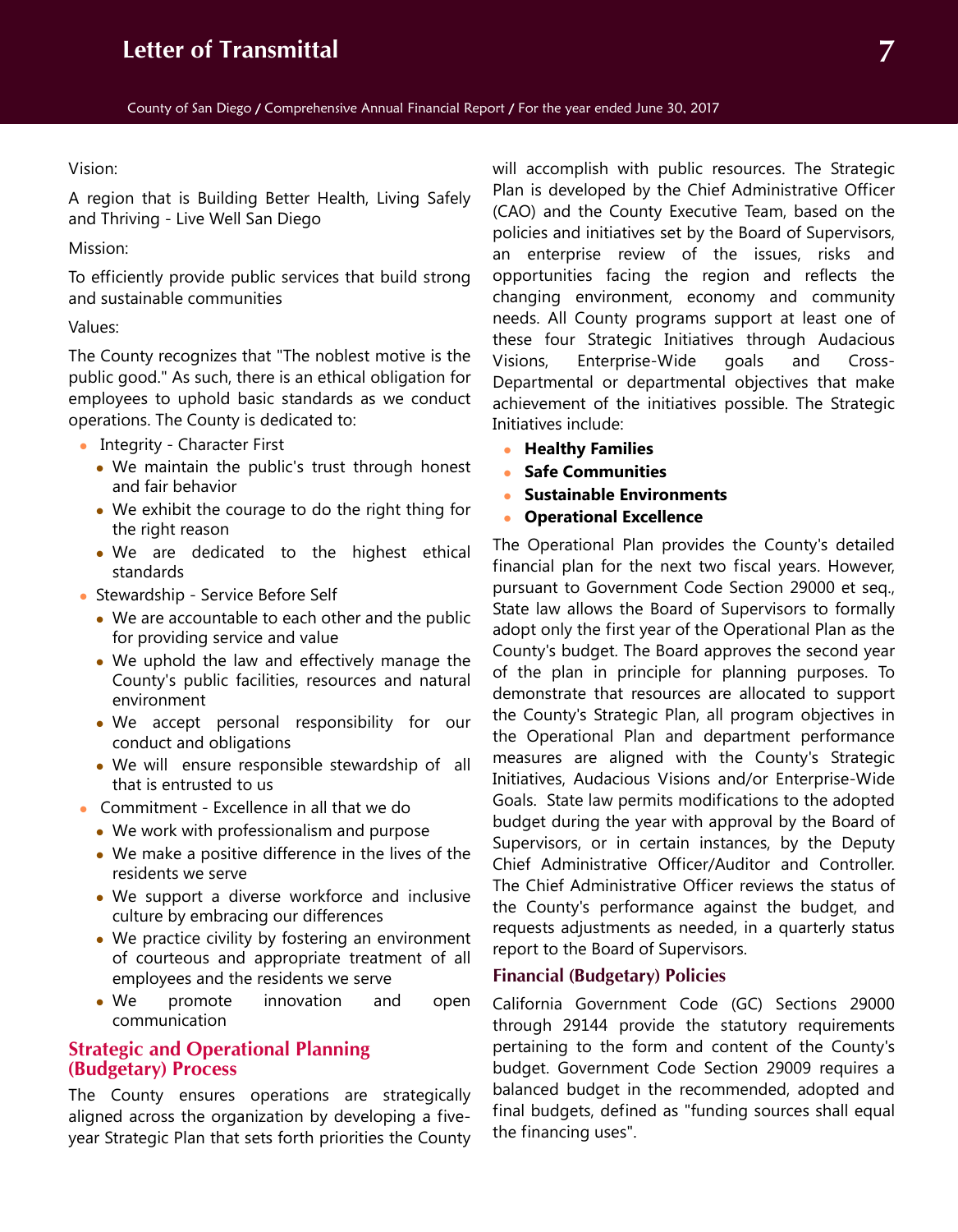Vision:

A region that is Building Better Health, Living Safely and Thriving - Live Well San Diego

Mission:

To efficiently provide public services that build strong and sustainable communities

Values:

The County recognizes that "The noblest motive is the public good." As such, there is an ethical obligation for employees to uphold basic standards as we conduct operations. The County is dedicated to:

- Integrity - Character First
  - We maintain the public's trust through honest and fair behavior
  - We exhibit the courage to do the right thing for the right reason
  - We are dedicated to the highest ethical standards
- Stewardship - Service Before Self
  - We are accountable to each other and the public for providing service and value
  - We uphold the law and effectively manage the County's public facilities, resources and natural environment
  - We accept personal responsibility for our conduct and obligations
  - We will ensure responsible stewardship of all that is entrusted to us
- Commitment - Excellence in all that we do
  - We work with professionalism and purpose
  - We make a positive difference in the lives of the residents we serve
  - We support a diverse workforce and inclusive culture by embracing our differences
  - We practice civility by fostering an environment of courteous and appropriate treatment of all employees and the residents we serve
  - We promote innovation and open communication

## Strategic and Operational Planning (Budgetary) Process

The County ensures operations are strategically aligned across the organization by developing a five-year Strategic Plan that sets forth priorities the County will accomplish with public resources. The Strategic Plan is developed by the Chief Administrative Officer (CAO) and the County Executive Team, based on the policies and initiatives set by the Board of Supervisors, an enterprise review of the issues, risks and opportunities facing the region and reflects the changing environment, economy and community needs. All County programs support at least one of these four Strategic Initiatives through Audacious Visions, Enterprise-Wide goals and Cross-Departmental or departmental objectives that make achievement of the initiatives possible. The Strategic Initiatives include:

- **Healthy Families**
- **Safe Communities**
- **Sustainable Environments**
- **Operational Excellence**

The Operational Plan provides the County's detailed financial plan for the next two fiscal years. However, pursuant to Government Code Section 29000 et seq., State law allows the Board of Supervisors to formally adopt only the first year of the Operational Plan as the County's budget. The Board approves the second year of the plan in principle for planning purposes. To demonstrate that resources are allocated to support the County's Strategic Plan, all program objectives in the Operational Plan and department performance measures are aligned with the County's Strategic Initiatives, Audacious Visions and/or Enterprise-Wide Goals. State law permits modifications to the adopted budget during the year with approval by the Board of Supervisors, or in certain instances, by the Deputy Chief Administrative Officer/Auditor and Controller. The Chief Administrative Officer reviews the status of the County's performance against the budget, and requests adjustments as needed, in a quarterly status report to the Board of Supervisors.

### Financial (Budgetary) Policies

California Government Code (GC) Sections 29000 through 29144 provide the statutory requirements pertaining to the form and content of the County's budget. Government Code Section 29009 requires a balanced budget in the recommended, adopted and final budgets, defined as "funding sources shall equal the financing uses".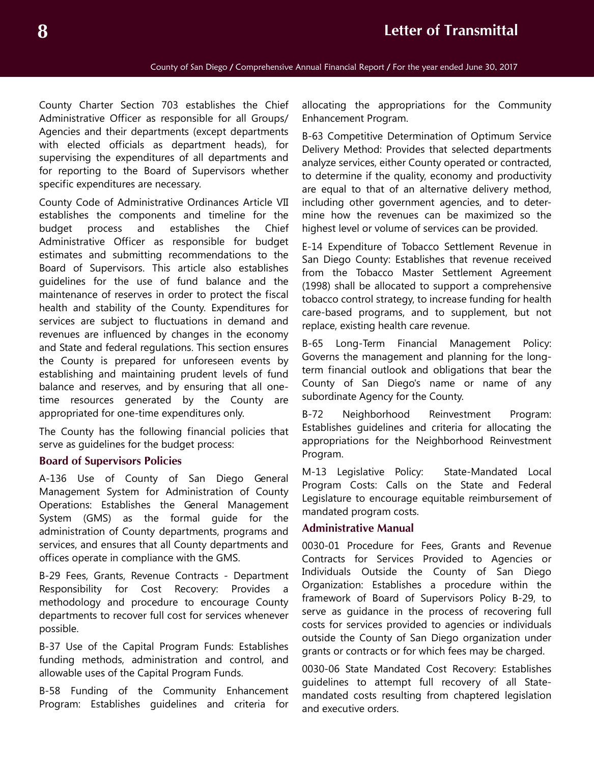County Charter Section 703 establishes the Chief Administrative Officer as responsible for all Groups/ Agencies and their departments (except departments with elected officials as department heads), for supervising the expenditures of all departments and for reporting to the Board of Supervisors whether specific expenditures are necessary.

County Code of Administrative Ordinances Article VII establishes the components and timeline for the budget process and establishes the Chief Administrative Officer as responsible for budget estimates and submitting recommendations to the Board of Supervisors. This article also establishes guidelines for the use of fund balance and the maintenance of reserves in order to protect the fiscal health and stability of the County. Expenditures for services are subject to fluctuations in demand and revenues are influenced by changes in the economy and State and federal regulations. This section ensures the County is prepared for unforeseen events by establishing and maintaining prudent levels of fund balance and reserves, and by ensuring that all one-time resources generated by the County are appropriated for one-time expenditures only.

The County has the following financial policies that serve as guidelines for the budget process:

### Board of Supervisors Policies

A-136 Use of County of San Diego General Management System for Administration of County Operations: Establishes the General Management System (GMS) as the formal guide for the administration of County departments, programs and services, and ensures that all County departments and offices operate in compliance with the GMS.

B-29 Fees, Grants, Revenue Contracts - Department Responsibility for Cost Recovery: Provides a methodology and procedure to encourage County departments to recover full cost for services whenever possible.

B-37 Use of the Capital Program Funds: Establishes funding methods, administration and control, and allowable uses of the Capital Program Funds.

B-58 Funding of the Community Enhancement Program: Establishes guidelines and criteria for allocating the appropriations for the Community Enhancement Program.

B-63 Competitive Determination of Optimum Service Delivery Method: Provides that selected departments analyze services, either County operated or contracted, to determine if the quality, economy and productivity are equal to that of an alternative delivery method, including other government agencies, and to determine how the revenues can be maximized so the highest level or volume of services can be provided.

E-14 Expenditure of Tobacco Settlement Revenue in San Diego County: Establishes that revenue received from the Tobacco Master Settlement Agreement (1998) shall be allocated to support a comprehensive tobacco control strategy, to increase funding for health care-based programs, and to supplement, but not replace, existing health care revenue.

B-65 Long-Term Financial Management Policy: Governs the management and planning for the long-term financial outlook and obligations that bear the County of San Diego's name or name of any subordinate Agency for the County.

B-72 Neighborhood Reinvestment Program: Establishes guidelines and criteria for allocating the appropriations for the Neighborhood Reinvestment Program.

M-13 Legislative Policy: State-Mandated Local Program Costs: Calls on the State and Federal Legislature to encourage equitable reimbursement of mandated program costs.

### Administrative Manual

0030-01 Procedure for Fees, Grants and Revenue Contracts for Services Provided to Agencies or Individuals Outside the County of San Diego Organization: Establishes a procedure within the framework of Board of Supervisors Policy B-29, to serve as guidance in the process of recovering full costs for services provided to agencies or individuals outside the County of San Diego organization under grants or contracts or for which fees may be charged.

0030-06 State Mandated Cost Recovery: Establishes guidelines to attempt full recovery of all State-mandated costs resulting from chaptered legislation and executive orders.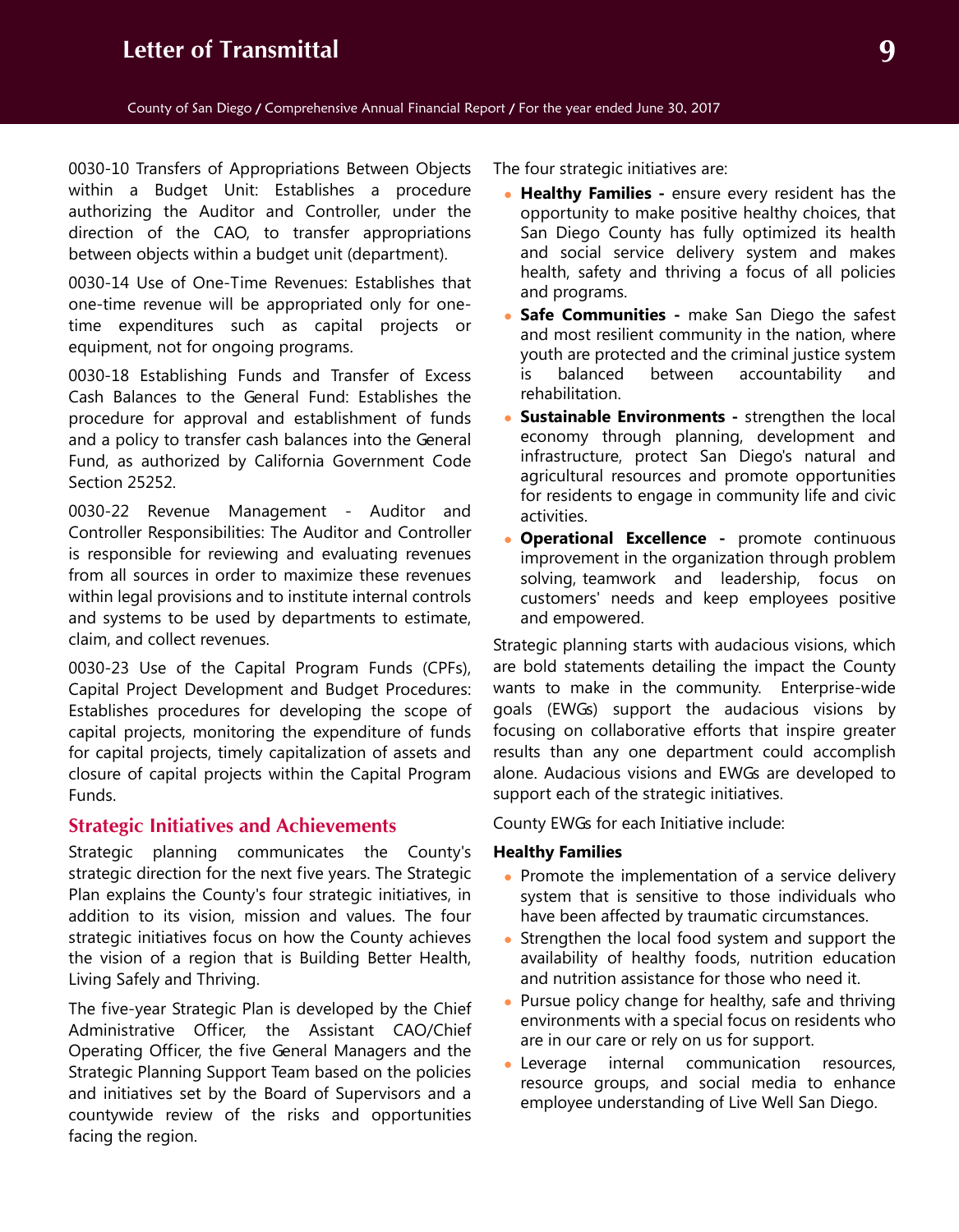0030-10 Transfers of Appropriations Between Objects within a Budget Unit: Establishes a procedure authorizing the Auditor and Controller, under the direction of the CAO, to transfer appropriations between objects within a budget unit (department).

0030-14 Use of One-Time Revenues: Establishes that one-time revenue will be appropriated only for one-time expenditures such as capital projects or equipment, not for ongoing programs.

0030-18 Establishing Funds and Transfer of Excess Cash Balances to the General Fund: Establishes the procedure for approval and establishment of funds and a policy to transfer cash balances into the General Fund, as authorized by California Government Code Section 25252.

0030-22 Revenue Management - Auditor and Controller Responsibilities: The Auditor and Controller is responsible for reviewing and evaluating revenues from all sources in order to maximize these revenues within legal provisions and to institute internal controls and systems to be used by departments to estimate, claim, and collect revenues.

0030-23 Use of the Capital Program Funds (CPFs), Capital Project Development and Budget Procedures: Establishes procedures for developing the scope of capital projects, monitoring the expenditure of funds for capital projects, timely capitalization of assets and closure of capital projects within the Capital Program Funds.

## Strategic Initiatives and Achievements

Strategic planning communicates the County's strategic direction for the next five years. The Strategic Plan explains the County's four strategic initiatives, in addition to its vision, mission and values. The four strategic initiatives focus on how the County achieves the vision of a region that is Building Better Health, Living Safely and Thriving.

The five-year Strategic Plan is developed by the Chief Administrative Officer, the Assistant CAO/Chief Operating Officer, the five General Managers and the Strategic Planning Support Team based on the policies and initiatives set by the Board of Supervisors and a countywide review of the risks and opportunities facing the region.

The four strategic initiatives are:

- **Healthy Families -** ensure every resident has the opportunity to make positive healthy choices, that San Diego County has fully optimized its health and social service delivery system and makes health, safety and thriving a focus of all policies and programs.
- **Safe Communities -** make San Diego the safest and most resilient community in the nation, where youth are protected and the criminal justice system is balanced between accountability and rehabilitation.
- **Sustainable Environments -** strengthen the local economy through planning, development and infrastructure, protect San Diego's natural and agricultural resources and promote opportunities for residents to engage in community life and civic activities.
- **Operational Excellence -** promote continuous improvement in the organization through problem solving, teamwork and leadership, focus on customers' needs and keep employees positive and empowered.

Strategic planning starts with audacious visions, which are bold statements detailing the impact the County wants to make in the community. Enterprise-wide goals (EWGs) support the audacious visions by focusing on collaborative efforts that inspire greater results than any one department could accomplish alone. Audacious visions and EWGs are developed to support each of the strategic initiatives.

County EWGs for each Initiative include:

**Healthy Families**

- Promote the implementation of a service delivery system that is sensitive to those individuals who have been affected by traumatic circumstances.
- Strengthen the local food system and support the availability of healthy foods, nutrition education and nutrition assistance for those who need it.
- Pursue policy change for healthy, safe and thriving environments with a special focus on residents who are in our care or rely on us for support.
- Leverage internal communication resources, resource groups, and social media to enhance employee understanding of Live Well San Diego.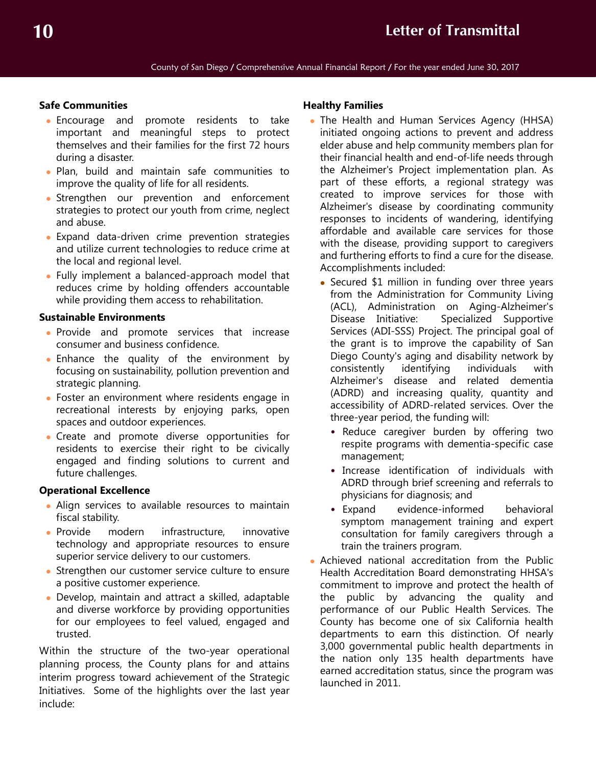**Safe Communities**

- Encourage and promote residents to take important and meaningful steps to protect themselves and their families for the first 72 hours during a disaster.
- Plan, build and maintain safe communities to improve the quality of life for all residents.
- Strengthen our prevention and enforcement strategies to protect our youth from crime, neglect and abuse.
- Expand data-driven crime prevention strategies and utilize current technologies to reduce crime at the local and regional level.
- Fully implement a balanced-approach model that reduces crime by holding offenders accountable while providing them access to rehabilitation.

**Sustainable Environments**

- Provide and promote services that increase consumer and business confidence.
- Enhance the quality of the environment by focusing on sustainability, pollution prevention and strategic planning.
- Foster an environment where residents engage in recreational interests by enjoying parks, open spaces and outdoor experiences.
- Create and promote diverse opportunities for residents to exercise their right to be civically engaged and finding solutions to current and future challenges.

**Operational Excellence**

- Align services to available resources to maintain fiscal stability.
- Provide modern infrastructure, innovative technology and appropriate resources to ensure superior service delivery to our customers.
- Strengthen our customer service culture to ensure a positive customer experience.
- Develop, maintain and attract a skilled, adaptable and diverse workforce by providing opportunities for our employees to feel valued, engaged and trusted.

Within the structure of the two-year operational planning process, the County plans for and attains interim progress toward achievement of the Strategic Initiatives. Some of the highlights over the last year include:

**Healthy Families**

- The Health and Human Services Agency (HHSA) initiated ongoing actions to prevent and address elder abuse and help community members plan for their financial health and end-of-life needs through the Alzheimer's Project implementation plan. As part of these efforts, a regional strategy was created to improve services for those with Alzheimer's disease by coordinating community responses to incidents of wandering, identifying affordable and available care services for those with the disease, providing support to caregivers and furthering efforts to find a cure for the disease. Accomplishments included:
  - Secured $1 million in funding over three years from the Administration for Community Living (ACL), Administration on Aging-Alzheimer's Disease Initiative: Specialized Supportive Services (ADI-SSS) Project. The principal goal of the grant is to improve the capability of San Diego County's aging and disability network by consistently identifying individuals with Alzheimer's disease and related dementia (ADRD) and increasing quality, quantity and accessibility of ADRD-related services. Over the three-year period, the funding will:
    - Reduce caregiver burden by offering two respite programs with dementia-specific case management;
    - Increase identification of individuals with ADRD through brief screening and referrals to physicians for diagnosis; and
    - Expand evidence-informed behavioral symptom management training and expert consultation for family caregivers through a train the trainers program.
- Achieved national accreditation from the Public Health Accreditation Board demonstrating HHSA's commitment to improve and protect the health of the public by advancing the quality and performance of our Public Health Services. The County has become one of six California health departments to earn this distinction. Of nearly 3,000 governmental public health departments in the nation only 135 health departments have earned accreditation status, since the program was launched in 2011.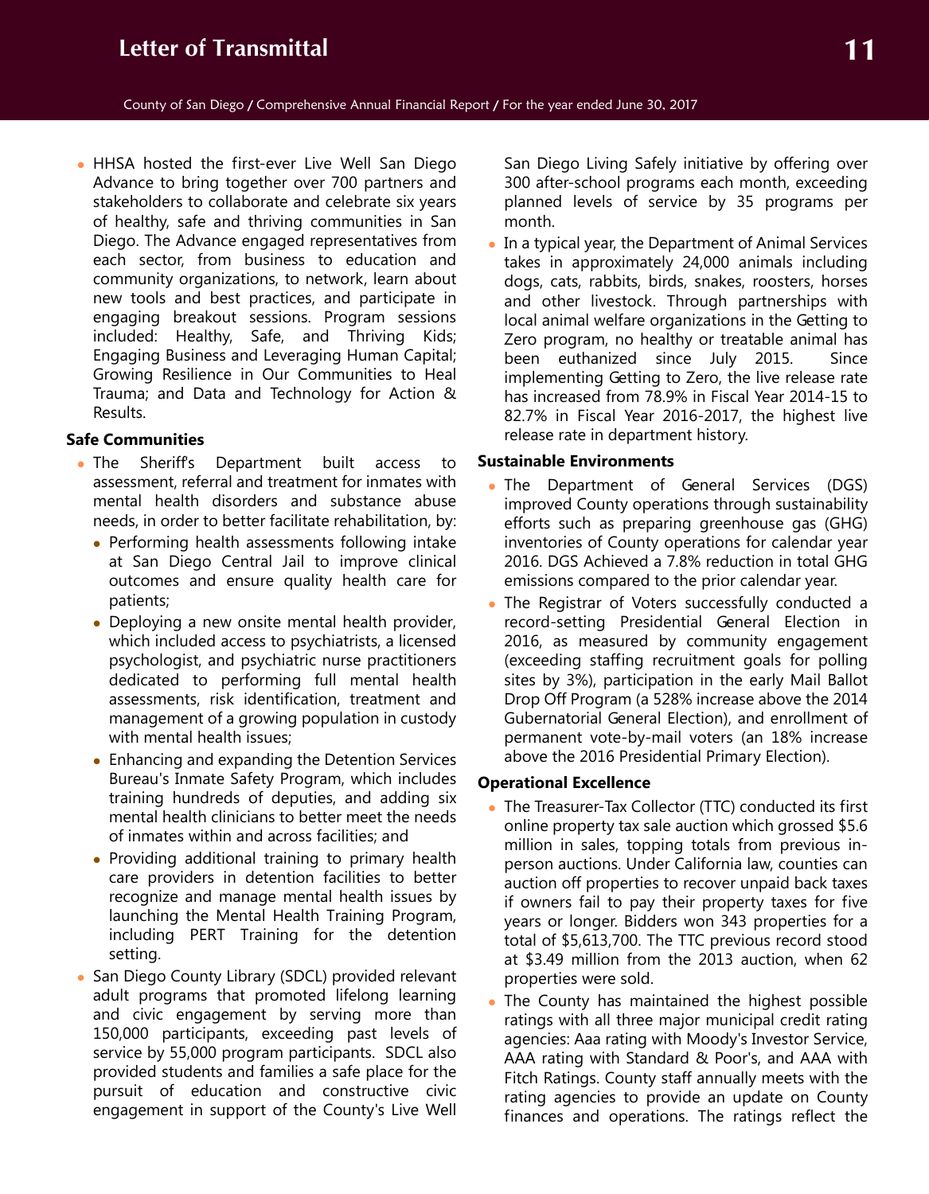- HHSA hosted the first-ever Live Well San Diego Advance to bring together over 700 partners and stakeholders to collaborate and celebrate six years of healthy, safe and thriving communities in San Diego. The Advance engaged representatives from each sector, from business to education and community organizations, to network, learn about new tools and best practices, and participate in engaging breakout sessions. Program sessions included: Healthy, Safe, and Thriving Kids; Engaging Business and Leveraging Human Capital; Growing Resilience in Our Communities to Heal Trauma; and Data and Technology for Action & Results.

**Safe Communities**

- The Sheriff's Department built access to assessment, referral and treatment for inmates with mental health disorders and substance abuse needs, in order to better facilitate rehabilitation, by:
  - Performing health assessments following intake at San Diego Central Jail to improve clinical outcomes and ensure quality health care for patients;
  - Deploying a new onsite mental health provider, which included access to psychiatrists, a licensed psychologist, and psychiatric nurse practitioners dedicated to performing full mental health assessments, risk identification, treatment and management of a growing population in custody with mental health issues;
  - Enhancing and expanding the Detention Services Bureau's Inmate Safety Program, which includes training hundreds of deputies, and adding six mental health clinicians to better meet the needs of inmates within and across facilities; and
  - Providing additional training to primary health care providers in detention facilities to better recognize and manage mental health issues by launching the Mental Health Training Program, including PERT Training for the detention setting.
- San Diego County Library (SDCL) provided relevant adult programs that promoted lifelong learning and civic engagement by serving more than 150,000 participants, exceeding past levels of service by 55,000 program participants. SDCL also provided students and families a safe place for the pursuit of education and constructive civic engagement in support of the County's Live Well San Diego Living Safely initiative by offering over 300 after-school programs each month, exceeding planned levels of service by 35 programs per month.
- In a typical year, the Department of Animal Services takes in approximately 24,000 animals including dogs, cats, rabbits, birds, snakes, roosters, horses and other livestock. Through partnerships with local animal welfare organizations in the Getting to Zero program, no healthy or treatable animal has been euthanized since July 2015. Since implementing Getting to Zero, the live release rate has increased from 78.9% in Fiscal Year 2014-15 to 82.7% in Fiscal Year 2016-2017, the highest live release rate in department history.

**Sustainable Environments**

- The Department of General Services (DGS) improved County operations through sustainability efforts such as preparing greenhouse gas (GHG) inventories of County operations for calendar year 2016. DGS Achieved a 7.8% reduction in total GHG emissions compared to the prior calendar year.
- The Registrar of Voters successfully conducted a record-setting Presidential General Election in 2016, as measured by community engagement (exceeding staffing recruitment goals for polling sites by 3%), participation in the early Mail Ballot Drop Off Program (a 528% increase above the 2014 Gubernatorial General Election), and enrollment of permanent vote-by-mail voters (an 18% increase above the 2016 Presidential Primary Election).

**Operational Excellence**

- The Treasurer-Tax Collector (TTC) conducted its first online property tax sale auction which grossed $5.6 million in sales, topping totals from previous in-person auctions. Under California law, counties can auction off properties to recover unpaid back taxes if owners fail to pay their property taxes for five years or longer. Bidders won 343 properties for a total of $5,613,700. The TTC previous record stood at $3.49 million from the 2013 auction, when 62 properties were sold.
- The County has maintained the highest possible ratings with all three major municipal credit rating agencies: Aaa rating with Moody's Investor Service, AAA rating with Standard & Poor's, and AAA with Fitch Ratings. County staff annually meets with the rating agencies to provide an update on County finances and operations. The ratings reflect the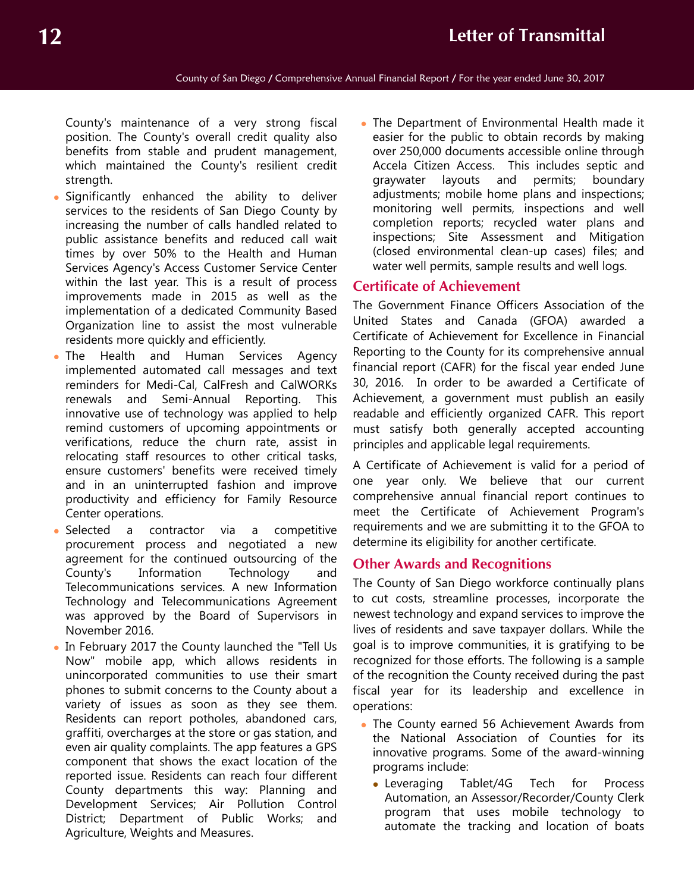County's maintenance of a very strong fiscal position. The County's overall credit quality also benefits from stable and prudent management, which maintained the County's resilient credit strength.

- Significantly enhanced the ability to deliver services to the residents of San Diego County by increasing the number of calls handled related to public assistance benefits and reduced call wait times by over 50% to the Health and Human Services Agency's Access Customer Service Center within the last year. This is a result of process improvements made in 2015 as well as the implementation of a dedicated Community Based Organization line to assist the most vulnerable residents more quickly and efficiently.
- The Health and Human Services Agency implemented automated call messages and text reminders for Medi-Cal, CalFresh and CalWORKs renewals and Semi-Annual Reporting. This innovative use of technology was applied to help remind customers of upcoming appointments or verifications, reduce the churn rate, assist in relocating staff resources to other critical tasks, ensure customers' benefits were received timely and in an uninterrupted fashion and improve productivity and efficiency for Family Resource Center operations.
- Selected a contractor via a competitive procurement process and negotiated a new agreement for the continued outsourcing of the County's Information Technology and Telecommunications services. A new Information Technology and Telecommunications Agreement was approved by the Board of Supervisors in November 2016.
- In February 2017 the County launched the "Tell Us Now" mobile app, which allows residents in unincorporated communities to use their smart phones to submit concerns to the County about a variety of issues as soon as they see them. Residents can report potholes, abandoned cars, graffiti, overcharges at the store or gas station, and even air quality complaints. The app features a GPS component that shows the exact location of the reported issue. Residents can reach four different County departments this way: Planning and Development Services; Air Pollution Control District; Department of Public Works; and Agriculture, Weights and Measures.
- The Department of Environmental Health made it easier for the public to obtain records by making over 250,000 documents accessible online through Accela Citizen Access. This includes septic and graywater layouts and permits; boundary adjustments; mobile home plans and inspections; monitoring well permits, inspections and well completion reports; recycled water plans and inspections; Site Assessment and Mitigation (closed environmental clean-up cases) files; and water well permits, sample results and well logs.

## Certificate of Achievement

The Government Finance Officers Association of the United States and Canada (GFOA) awarded a Certificate of Achievement for Excellence in Financial Reporting to the County for its comprehensive annual financial report (CAFR) for the fiscal year ended June 30, 2016. In order to be awarded a Certificate of Achievement, a government must publish an easily readable and efficiently organized CAFR. This report must satisfy both generally accepted accounting principles and applicable legal requirements.

A Certificate of Achievement is valid for a period of one year only. We believe that our current comprehensive annual financial report continues to meet the Certificate of Achievement Program's requirements and we are submitting it to the GFOA to determine its eligibility for another certificate.

## Other Awards and Recognitions

The County of San Diego workforce continually plans to cut costs, streamline processes, incorporate the newest technology and expand services to improve the lives of residents and save taxpayer dollars. While the goal is to improve communities, it is gratifying to be recognized for those efforts. The following is a sample of the recognition the County received during the past fiscal year for its leadership and excellence in operations:

- The County earned 56 Achievement Awards from the National Association of Counties for its innovative programs. Some of the award-winning programs include:
  - Leveraging Tablet/4G Tech for Process Automation, an Assessor/Recorder/County Clerk program that uses mobile technology to automate the tracking and location of boats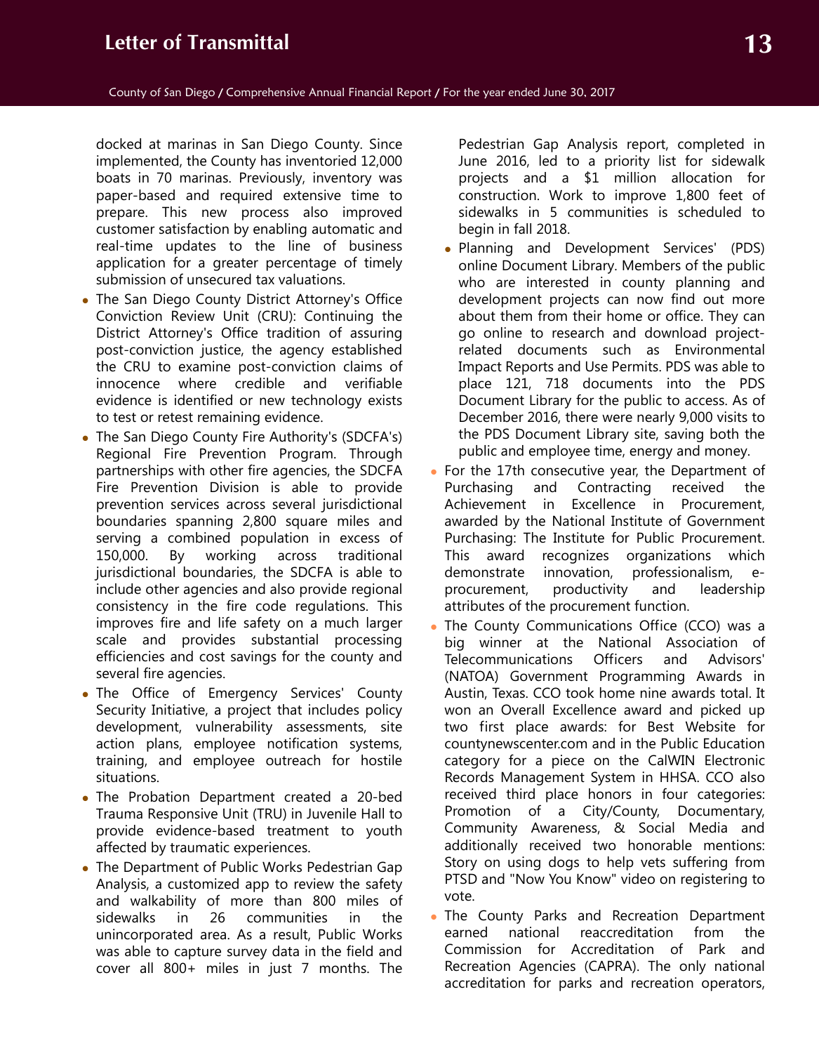docked at marinas in San Diego County. Since implemented, the County has inventoried 12,000 boats in 70 marinas. Previously, inventory was paper-based and required extensive time to prepare. This new process also improved customer satisfaction by enabling automatic and real-time updates to the line of business application for a greater percentage of timely submission of unsecured tax valuations.

- The San Diego County District Attorney's Office Conviction Review Unit (CRU): Continuing the District Attorney's Office tradition of assuring post-conviction justice, the agency established the CRU to examine post-conviction claims of innocence where credible and verifiable evidence is identified or new technology exists to test or retest remaining evidence.
- The San Diego County Fire Authority's (SDCFA's) Regional Fire Prevention Program. Through partnerships with other fire agencies, the SDCFA Fire Prevention Division is able to provide prevention services across several jurisdictional boundaries spanning 2,800 square miles and serving a combined population in excess of 150,000. By working across traditional jurisdictional boundaries, the SDCFA is able to include other agencies and also provide regional consistency in the fire code regulations. This improves fire and life safety on a much larger scale and provides substantial processing efficiencies and cost savings for the county and several fire agencies.
- The Office of Emergency Services' County Security Initiative, a project that includes policy development, vulnerability assessments, site action plans, employee notification systems, training, and employee outreach for hostile situations.
- The Probation Department created a 20-bed Trauma Responsive Unit (TRU) in Juvenile Hall to provide evidence-based treatment to youth affected by traumatic experiences.
- The Department of Public Works Pedestrian Gap Analysis, a customized app to review the safety and walkability of more than 800 miles of sidewalks in 26 communities in the unincorporated area. As a result, Public Works was able to capture survey data in the field and cover all 800+ miles in just 7 months. The Pedestrian Gap Analysis report, completed in June 2016, led to a priority list for sidewalk projects and a $1 million allocation for construction. Work to improve 1,800 feet of sidewalks in 5 communities is scheduled to begin in fall 2018.
- Planning and Development Services' (PDS) online Document Library. Members of the public who are interested in county planning and development projects can now find out more about them from their home or office. They can go online to research and download project-related documents such as Environmental Impact Reports and Use Permits. PDS was able to place 121, 718 documents into the PDS Document Library for the public to access. As of December 2016, there were nearly 9,000 visits to the PDS Document Library site, saving both the public and employee time, energy and money.

- For the 17th consecutive year, the Department of Purchasing and Contracting received the Achievement in Excellence in Procurement, awarded by the National Institute of Government Purchasing: The Institute for Public Procurement. This award recognizes organizations which demonstrate innovation, professionalism, e-procurement, productivity and leadership attributes of the procurement function.
- The County Communications Office (CCO) was a big winner at the National Association of Telecommunications Officers and Advisors' (NATOA) Government Programming Awards in Austin, Texas. CCO took home nine awards total. It won an Overall Excellence award and picked up two first place awards: for Best Website for countynewscenter.com and in the Public Education category for a piece on the CalWIN Electronic Records Management System in HHSA. CCO also received third place honors in four categories: Promotion of a City/County, Documentary, Community Awareness, & Social Media and additionally received two honorable mentions: Story on using dogs to help vets suffering from PTSD and "Now You Know" video on registering to vote.
- The County Parks and Recreation Department earned national reaccreditation from the Commission for Accreditation of Park and Recreation Agencies (CAPRA). The only national accreditation for parks and recreation operators,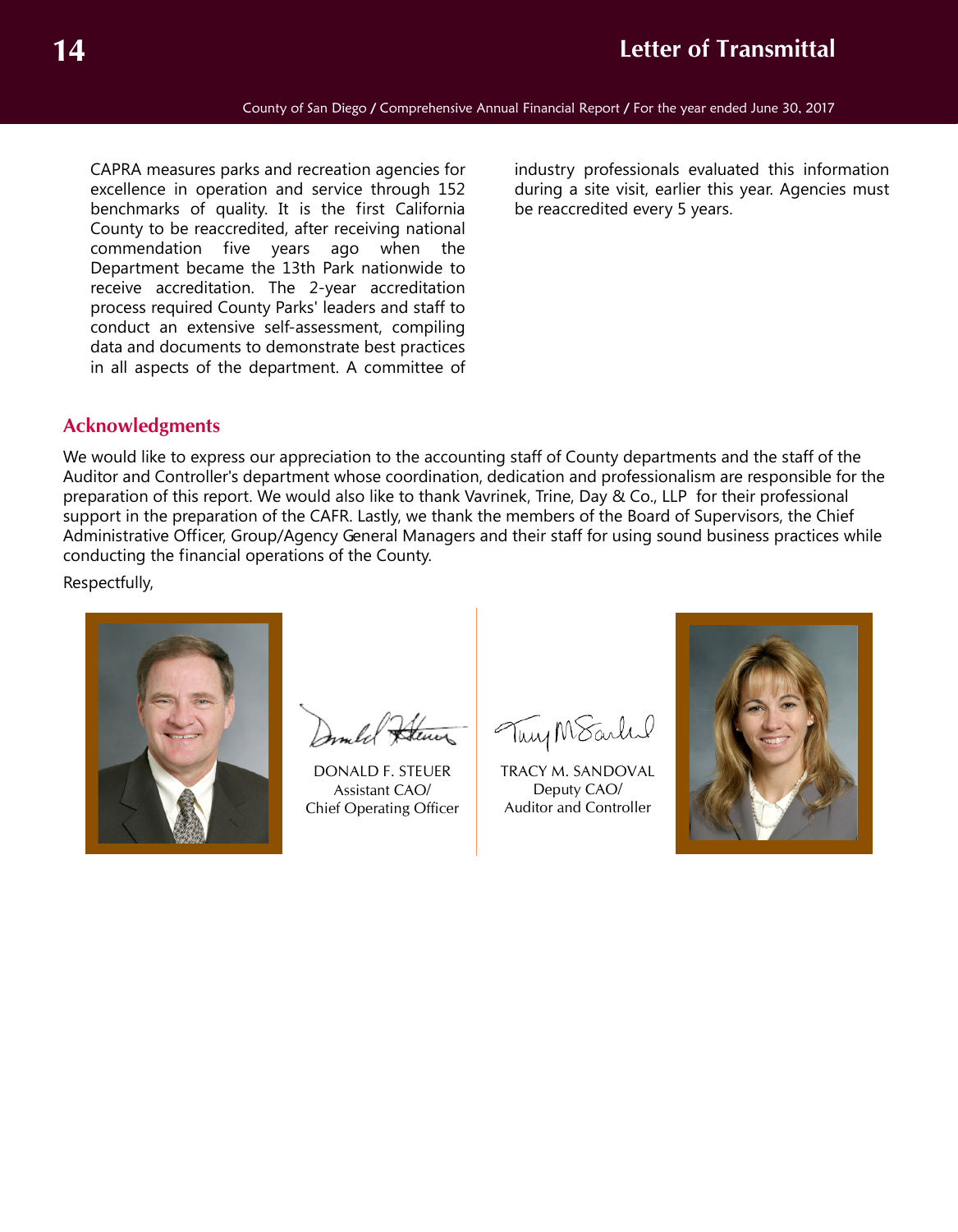CAPRA measures parks and recreation agencies for excellence in operation and service through 152 benchmarks of quality. It is the first California County to be reaccredited, after receiving national commendation five years ago when the Department became the 13th Park nationwide to receive accreditation. The 2-year accreditation process required County Parks' leaders and staff to conduct an extensive self-assessment, compiling data and documents to demonstrate best practices in all aspects of the department. A committee of industry professionals evaluated this information during a site visit, earlier this year. Agencies must be reaccredited every 5 years.

## Acknowledgments

We would like to express our appreciation to the accounting staff of County departments and the staff of the Auditor and Controller's department whose coordination, dedication and professionalism are responsible for the preparation of this report. We would also like to thank Vavrinek, Trine, Day & Co., LLP for their professional support in the preparation of the CAFR. Lastly, we thank the members of the Board of Supervisors, the Chief Administrative Officer, Group/Agency General Managers and their staff for using sound business practices while conducting the financial operations of the County.

Respectfully,

DONALD F. STEUER
Assistant CAO/
Chief Operating Officer

TRACY M. SANDOVAL
Deputy CAO/
Auditor and Controller